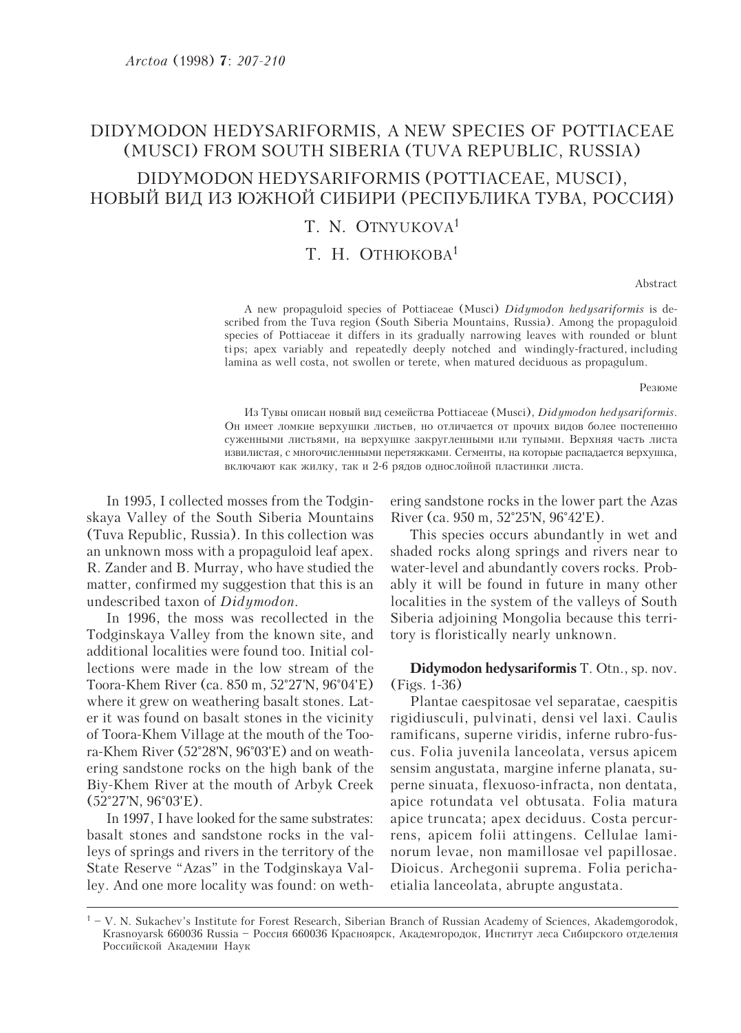# DIDYMODON HEDYSARIFORMIS, A NEW SPECIES OF POTTIACEAE (MUSCI) FROM SOUTH SIBERIA (TUVA REPUBLIC, RUSSIA)

# DIDYMODON HEDYSARIFORMIS (POTTIACEAE, MUSCI), НОВЫЙ ВИД ИЗ ЮЖНОЙ СИБИРИ (РЕСПУБЛИКА ТУВА, РОССИЯ)

T. N. OTNYUKOVA[1]

Т. Н. ОТНЮКОВА[1]

Abstract

A new propaguloid species of Pottiaceae (Musci) *Didymodon hedysariformis* is described from the Tuva region (South Siberia Mountains, Russia). Among the propaguloid species of Pottiaceae it differs in its gradually narrowing leaves with rounded or blunt tips; apex variably and repeatedly deeply notched and windingly-fractured, including lamina as well costa, not swollen or terete, when matured deciduous as propagulum.

Резюме

Из Тувы описан новый вид семейства Pottiaceae (Musci), *Didymodon hedysariformis*. Он имеет ломкие верхушки листьев, но отличается от прочих видов более постепенно суженными листьями, на верхушке закругленными или тупыми. Верхняя часть листа извилистая, с многочисленными перетяжками. Сегменты, на которые распадается верхушка, включают как жилку, так и 2-6 рядов однослойной пластинки листа.

In 1995, I collected mosses from the Todginskaya Valley of the South Siberia Mountains (Tuva Republic, Russia). In this collection was an unknown moss with a propaguloid leaf apex. R. Zander and B. Murray, who have studied the matter, confirmed my suggestion that this is an undescribed taxon of *Didymodon*.

In 1996, the moss was recollected in the Todginskaya Valley from the known site, and additional localities were found too. Initial collections were made in the low stream of the Toora-Khem River (ca. 850 m, 52°27'N, 96°04'E) where it grew on weathering basalt stones. Later it was found on basalt stones in the vicinity of Toora-Khem Village at the mouth of the Toora-Khem River (52°28'N, 96°03'E) and on weathering sandstone rocks on the high bank of the Biy-Khem River at the mouth of Arbyk Creek (52°27'N, 96°03'E).

In 1997, I have looked for the same substrates: basalt stones and sandstone rocks in the valleys of springs and rivers in the territory of the State Reserve "Azas" in the Todginskaya Valley. And one more locality was found: on wethering sandstone rocks in the lower part the Azas River (ca. 950 m, 52°25'N, 96°42'E).

This species occurs abundantly in wet and shaded rocks along springs and rivers near to water-level and abundantly covers rocks. Probably it will be found in future in many other localities in the system of the valleys of South Siberia adjoining Mongolia because this territory is floristically nearly unknown.

**Didymodon hedysariformis** T. Otn., sp. nov. (Figs. 1-36)

Plantae caespitosae vel separatae, caespitis rigidiusculi, pulvinati, densi vel laxi. Caulis ramificans, superne viridis, inferne rubro-fuscus. Folia juvenila lanceolata, versus apicem sensim angustata, margine inferne planata, superne sinuata, flexuoso-infracta, non dentata, apice rotundata vel obtusata. Folia matura apice truncata; apex deciduus. Costa percurrens, apicem folii attingens. Cellulae laminorum levae, non mamillosae vel papillosae. Dioicus. Archegonii suprema. Folia perichaetialia lanceolata, abrupte angustata.

[1] – V. N. Sukachev's Institute for Forest Research, Siberian Branch of Russian Academy of Sciences, Akademgorodok, Krasnoyarsk 660036 Russia – Россия 660036 Красноярск, Академгородок, Институт леса Сибирского отделения Российской Академии Наук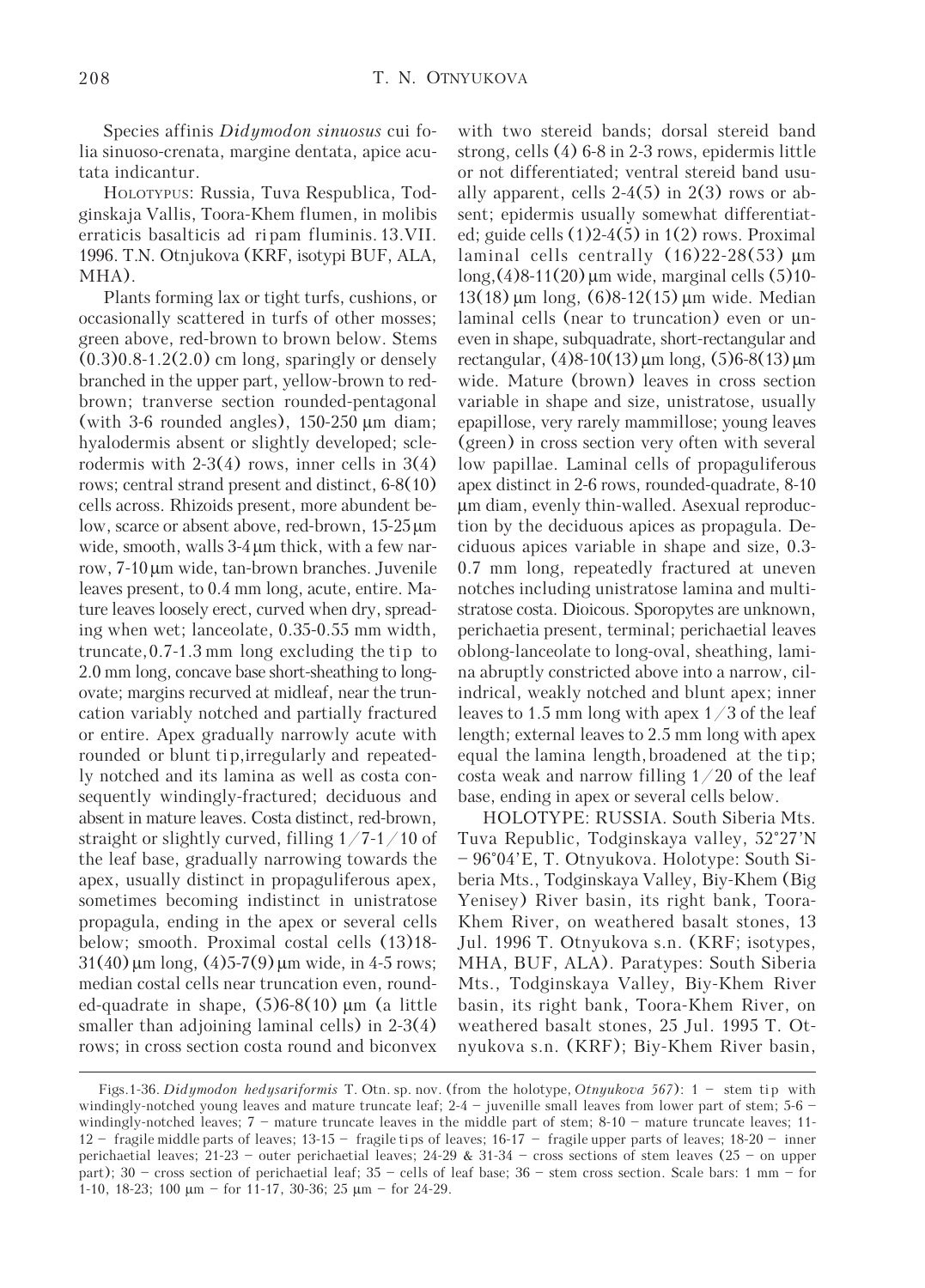Species affinis *Didymodon sinuosus* cui folia sinuoso-crenata, margine dentata, apice acutata indicantur.

HOLOTYPUS: Russia, Tuva Respublica, Todginskaja Vallis, Toora-Khem flumen, in molibis erraticis basalticis ad ripam fluminis. 13.VII. 1996. T.N. Otnjukova (KRF, isotypi BUF, ALA, MHA).

Plants forming lax or tight turfs, cushions, or occasionally scattered in turfs of other mosses; green above, red-brown to brown below. Stems (0.3)0.8-1.2(2.0) cm long, sparingly or densely branched in the upper part, yellow-brown to red-brown; tranverse section rounded-pentagonal (with 3-6 rounded angles), 150-250 μm diam; hyalodermis absent or slightly developed; sclerodermis with 2-3(4) rows, inner cells in 3(4) rows; central strand present and distinct, 6-8(10) cells across. Rhizoids present, more abundent below, scarce or absent above, red-brown, 15-25 μm wide, smooth, walls 3-4 μm thick, with a few narrow, 7-10 μm wide, tan-brown branches. Juvenile leaves present, to 0.4 mm long, acute, entire. Mature leaves loosely erect, curved when dry, spreading when wet; lanceolate, 0.35-0.55 mm width, truncate, 0.7-1.3 mm long excluding the tip to 2.0 mm long, concave base short-sheathing to long-ovate; margins recurved at midleaf, near the truncation variably notched and partially fractured or entire. Apex gradually narrowly acute with rounded or blunt tip, irregularly and repeatedly notched and its lamina as well as costa consequently windingly-fractured; deciduous and absent in mature leaves. Costa distinct, red-brown, straight or slightly curved, filling 1/7-1/10 of the leaf base, gradually narrowing towards the apex, usually distinct in propaguliferous apex, sometimes becoming indistinct in unistratose propagula, ending in the apex or several cells below; smooth. Proximal costal cells (13)18-31(40) μm long, (4)5-7(9) μm wide, in 4-5 rows; median costal cells near truncation even, rounded-quadrate in shape, (5)6-8(10) μm (a little smaller than adjoining laminal cells) in 2-3(4) rows; in cross section costa round and biconvex with two stereid bands; dorsal stereid band strong, cells (4) 6-8 in 2-3 rows, epidermis little or not differentiated; ventral stereid band usually apparent, cells 2-4(5) in 2(3) rows or absent; epidermis usually somewhat differentiated; guide cells (1)2-4(5) in 1(2) rows. Proximal laminal cells centrally (16)22-28(53) μm long, (4)8-11(20) μm wide, marginal cells (5)10-13(18) μm long, (6)8-12(15) μm wide. Median laminal cells (near to truncation) even or uneven in shape, subquadrate, short-rectangular and rectangular, (4)8-10(13) μm long, (5)6-8(13) μm wide. Mature (brown) leaves in cross section variable in shape and size, unistratose, usually epapillose, very rarely mammillose; young leaves (green) in cross section very often with several low papillae. Laminal cells of propaguliferous apex distinct in 2-6 rows, rounded-quadrate, 8-10 μm diam, evenly thin-walled. Asexual reproduction by the deciduous apices as propagula. Deciduous apices variable in shape and size, 0.3-0.7 mm long, repeatedly fractured at uneven notches including unistratose lamina and multistratose costa. Dioicous. Sporopytes are unknown, perichaetia present, terminal; perichaetial leaves oblong-lanceolate to long-oval, sheathing, lamina abruptly constricted above into a narrow, cilindrical, weakly notched and blunt apex; inner leaves to 1.5 mm long with apex 1/3 of the leaf length; external leaves to 2.5 mm long with apex equal the lamina length, broadened at the tip; costa weak and narrow filling 1/20 of the leaf base, ending in apex or several cells below.

HOLOTYPE: RUSSIA. South Siberia Mts. Tuva Republic, Todginskaya valley, 52°27'N – 96°04'E, T. Otnyukova. Holotype: South Siberia Mts., Todginskaya Valley, Biy-Khem (Big Yenisey) River basin, its right bank, Toora-Khem River, on weathered basalt stones, 13 Jul. 1996 T. Otnyukova s.n. (KRF; isotypes, MHA, BUF, ALA). Paratypes: South Siberia Mts., Todginskaya Valley, Biy-Khem River basin, its right bank, Toora-Khem River, on weathered basalt stones, 25 Jul. 1995 T. Otnyukova s.n. (KRF); Biy-Khem River basin,

Figs.1-36. *Didymodon hedysariformis* T. Otn. sp. nov. (from the holotype, *Otnyukova 567*): 1 – stem tip with windingly-notched young leaves and mature truncate leaf; 2-4 – juvenille small leaves from lower part of stem; 5-6 – windingly-notched leaves; 7 – mature truncate leaves in the middle part of stem; 8-10 – mature truncate leaves; 11-12 – fragile middle parts of leaves; 13-15 – fragile tips of leaves; 16-17 – fragile upper parts of leaves; 18-20 – inner perichaetial leaves; 21-23 – outer perichaetial leaves; 24-29 & 31-34 – cross sections of stem leaves (25 – on upper part); 30 – cross section of perichaetial leaf; 35 – cells of leaf base; 36 – stem cross section. Scale bars: 1 mm – for 1-10, 18-23; 100 μm – for 11-17, 30-36; 25 μm – for 24-29.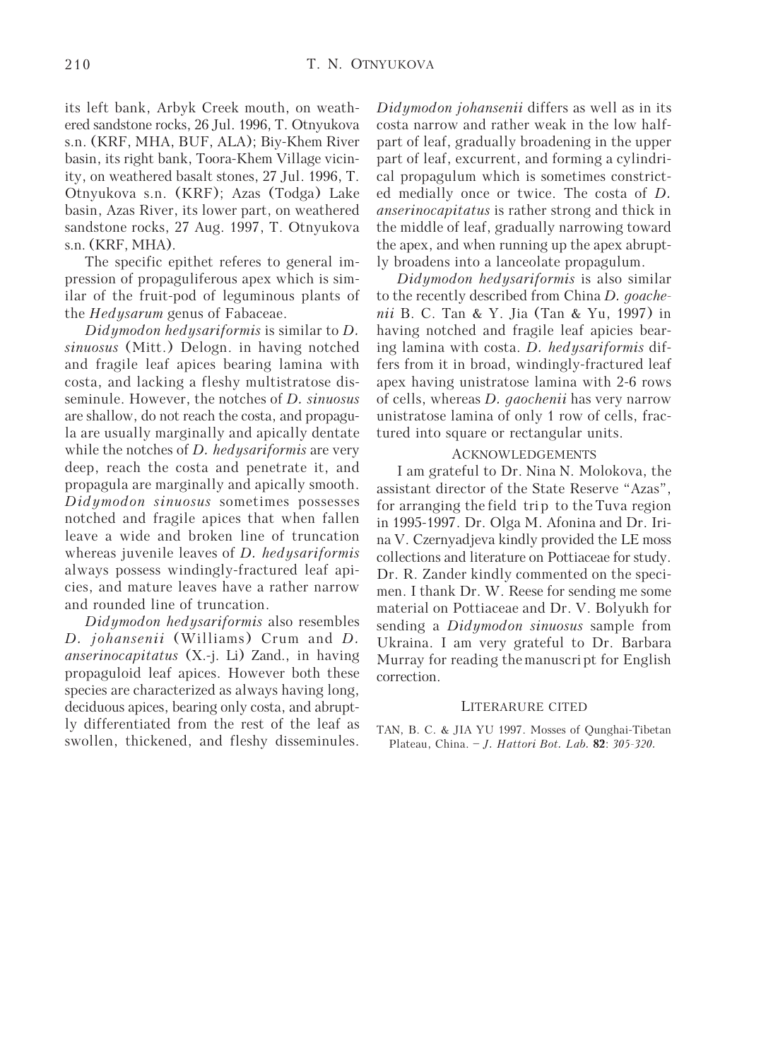its left bank, Arbyk Creek mouth, on weathered sandstone rocks, 26 Jul. 1996, T. Otnyukova s.n. (KRF, MHA, BUF, ALA); Biy-Khem River basin, its right bank, Toora-Khem Village vicinity, on weathered basalt stones, 27 Jul. 1996, T. Otnyukova s.n. (KRF); Azas (Todga) Lake basin, Azas River, its lower part, on weathered sandstone rocks, 27 Aug. 1997, T. Otnyukova s.n. (KRF, MHA).

The specific epithet referes to general impression of propaguliferous apex which is similar of the fruit-pod of leguminous plants of the *Hedysarum* genus of Fabaceae.

*Didymodon hedysariformis* is similar to *D. sinuosus* (Mitt.) Delogn. in having notched and fragile leaf apices bearing lamina with costa, and lacking a fleshy multistratose disseminule. However, the notches of *D. sinuosus* are shallow, do not reach the costa, and propagula are usually marginally and apically dentate while the notches of *D. hedysariformis* are very deep, reach the costa and penetrate it, and propagula are marginally and apically smooth. *Didymodon sinuosus* sometimes possesses notched and fragile apices that when fallen leave a wide and broken line of truncation whereas juvenile leaves of *D. hedysariformis* always possess windingly-fractured leaf apicies, and mature leaves have a rather narrow and rounded line of truncation.

*Didymodon hedysariformis* also resembles *D. johansenii* (Williams) Crum and *D. anserinocapitatus* (X.-j. Li) Zand., in having propaguloid leaf apices. However both these species are characterized as always having long, deciduous apices, bearing only costa, and abruptly differentiated from the rest of the leaf as swollen, thickened, and fleshy disseminules. *Didymodon johansenii* differs as well as in its costa narrow and rather weak in the low halfpart of leaf, gradually broadening in the upper part of leaf, excurrent, and forming a cylindrical propagulum which is sometimes constricted medially once or twice. The costa of *D. anserinocapitatus* is rather strong and thick in the middle of leaf, gradually narrowing toward the apex, and when running up the apex abruptly broadens into a lanceolate propagulum.

*Didymodon hedysariformis* is also similar to the recently described from China *D. goachenii* B. C. Tan & Y. Jia (Tan & Yu, 1997) in having notched and fragile leaf apicies bearing lamina with costa. *D. hedysariformis* differs from it in broad, windingly-fractured leaf apex having unistratose lamina with 2-6 rows of cells, whereas *D. gaochenii* has very narrow unistratose lamina of only 1 row of cells, fractured into square or rectangular units.

## ACKNOWLEDGEMENTS

I am grateful to Dr. Nina N. Molokova, the assistant director of the State Reserve "Azas", for arranging the field trip to the Tuva region in 1995-1997. Dr. Olga M. Afonina and Dr. Irina V. Czernyadjeva kindly provided the LE moss collections and literature on Pottiaceae for study. Dr. R. Zander kindly commented on the specimen. I thank Dr. W. Reese for sending me some material on Pottiaceae and Dr. V. Bolyukh for sending a *Didymodon sinuosus* sample from Ukraina. I am very grateful to Dr. Barbara Murray for reading the manuscript for English correction.

## LITERARURE CITED

TAN, B. C. & JIA YU 1997. Mosses of Qunghai-Tibetan Plateau, China. – *J. Hattori Bot. Lab.* **82**: *305-320*.